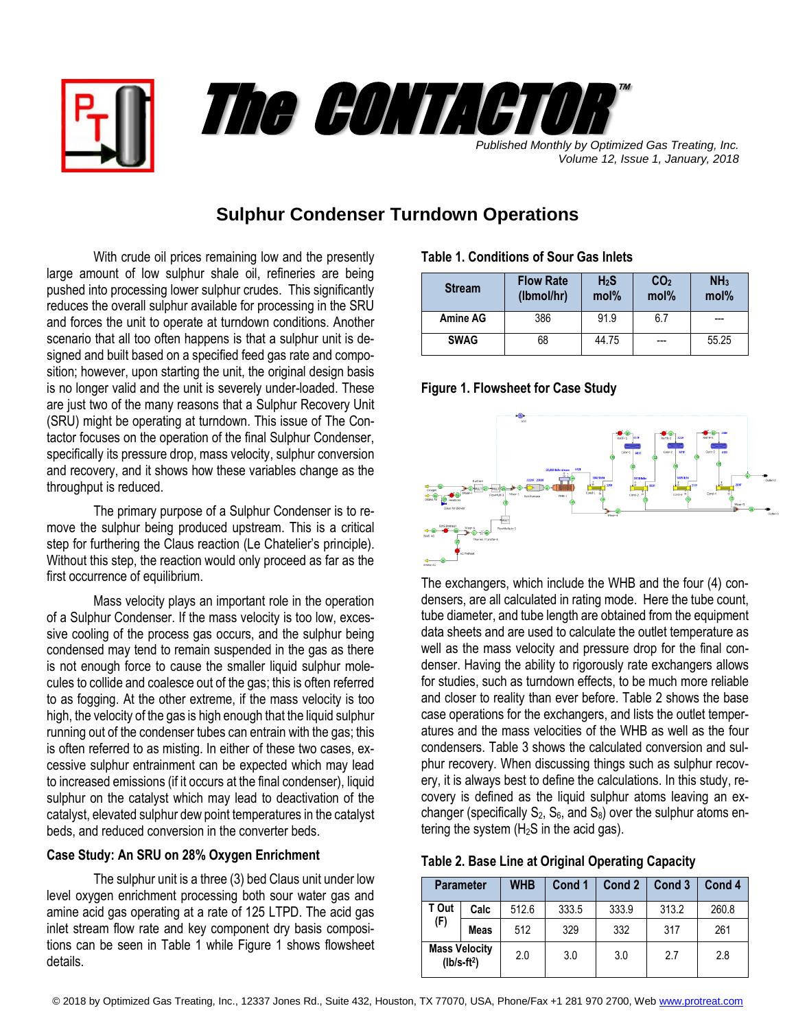# The CONTACTOR™

*Published Monthly by Optimized Gas Treating, Inc.*
*Volume 12, Issue 1, January, 2018*

## Sulphur Condenser Turndown Operations

With crude oil prices remaining low and the presently large amount of low sulphur shale oil, refineries are being pushed into processing lower sulphur crudes. This significantly reduces the overall sulphur available for processing in the SRU and forces the unit to operate at turndown conditions. Another scenario that all too often happens is that a sulphur unit is designed and built based on a specified feed gas rate and composition; however, upon starting the unit, the original design basis is no longer valid and the unit is severely under-loaded. These are just two of the many reasons that a Sulphur Recovery Unit (SRU) might be operating at turndown. This issue of The Contactor focuses on the operation of the final Sulphur Condenser, specifically its pressure drop, mass velocity, sulphur conversion and recovery, and it shows how these variables change as the throughput is reduced.

The primary purpose of a Sulphur Condenser is to remove the sulphur being produced upstream. This is a critical step for furthering the Claus reaction (Le Chatelier's principle). Without this step, the reaction would only proceed as far as the first occurrence of equilibrium.

Mass velocity plays an important role in the operation of a Sulphur Condenser. If the mass velocity is too low, excessive cooling of the process gas occurs, and the sulphur being condensed may tend to remain suspended in the gas as there is not enough force to cause the smaller liquid sulphur molecules to collide and coalesce out of the gas; this is often referred to as fogging. At the other extreme, if the mass velocity is too high, the velocity of the gas is high enough that the liquid sulphur running out of the condenser tubes can entrain with the gas; this is often referred to as misting. In either of these two cases, excessive sulphur entrainment can be expected which may lead to increased emissions (if it occurs at the final condenser), liquid sulphur on the catalyst which may lead to deactivation of the catalyst, elevated sulphur dew point temperatures in the catalyst beds, and reduced conversion in the converter beds.

### Case Study: An SRU on 28% Oxygen Enrichment

The sulphur unit is a three (3) bed Claus unit under low level oxygen enrichment processing both sour water gas and amine acid gas operating at a rate of 125 LTPD. The acid gas inlet stream flow rate and key component dry basis compositions can be seen in Table 1 while Figure 1 shows flowsheet details.

**Table 1. Conditions of Sour Gas Inlets**

| Stream | Flow Rate (lbmol/hr) | $H_2S$ mol% | $CO_2$ mol% | $NH_3$ mol% |
|---|---|---|---|---|
| Amine AG | 386 | 91.9 | 6.7 | --- |
| SWAG | 68 | 44.75 | --- | 55.25 |

**Figure 1. Flowsheet for Case Study**

The exchangers, which include the WHB and the four (4) condensers, are all calculated in rating mode. Here the tube count, tube diameter, and tube length are obtained from the equipment data sheets and are used to calculate the outlet temperature as well as the mass velocity and pressure drop for the final condenser. Having the ability to rigorously rate exchangers allows for studies, such as turndown effects, to be much more reliable and closer to reality than ever before. Table 2 shows the base case operations for the exchangers, and lists the outlet temperatures and the mass velocities of the WHB as well as the four condensers. Table 3 shows the calculated conversion and sulphur recovery. When discussing things such as sulphur recovery, it is always best to define the calculations. In this study, recovery is defined as the liquid sulphur atoms leaving an exchanger (specifically $S_2$, $S_6$, and $S_8$) over the sulphur atoms entering the system ($H_2S$ in the acid gas).

**Table 2. Base Line at Original Operating Capacity**

| Parameter | | WHB | Cond 1 | Cond 2 | Cond 3 | Cond 4 |
|---|---|---|---|---|---|---|
| T Out (F) | Calc | 512.6 | 333.5 | 333.9 | 313.2 | 260.8 |
| | Meas | 512 | 329 | 332 | 317 | 261 |
| Mass Velocity (lb/s-ft²) | | 2.0 | 3.0 | 3.0 | 2.7 | 2.8 |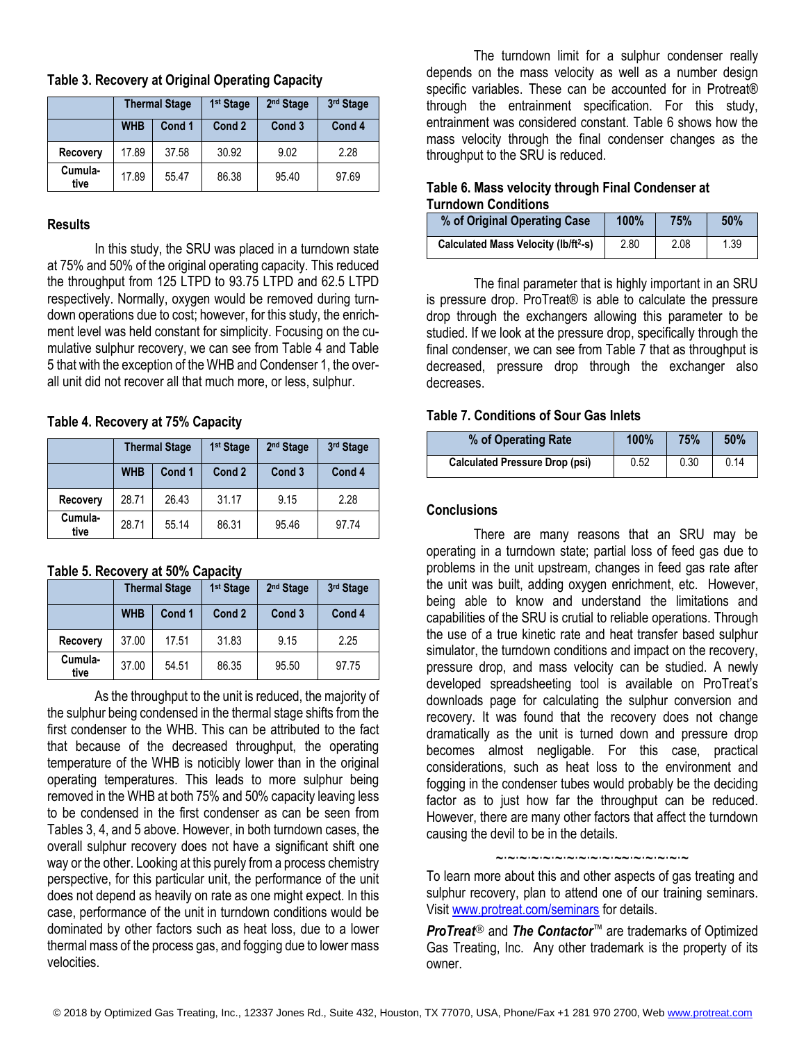**Table 3. Recovery at Original Operating Capacity**

| | Thermal Stage | | 1st Stage | 2nd Stage | 3rd Stage |
|---|---|---|---|---|---|
| | WHB | Cond 1 | Cond 2 | Cond 3 | Cond 4 |
| Recovery | 17.89 | 37.58 | 30.92 | 9.02 | 2.28 |
| Cumula-tive | 17.89 | 55.47 | 86.38 | 95.40 | 97.69 |

## Results

In this study, the SRU was placed in a turndown state at 75% and 50% of the original operating capacity. This reduced the throughput from 125 LTPD to 93.75 LTPD and 62.5 LTPD respectively. Normally, oxygen would be removed during turndown operations due to cost; however, for this study, the enrichment level was held constant for simplicity. Focusing on the cumulative sulphur recovery, we can see from Table 4 and Table 5 that with the exception of the WHB and Condenser 1, the overall unit did not recover all that much more, or less, sulphur.

**Table 4. Recovery at 75% Capacity**

| | Thermal Stage | | 1st Stage | 2nd Stage | 3rd Stage |
|---|---|---|---|---|---|
| | WHB | Cond 1 | Cond 2 | Cond 3 | Cond 4 |
| Recovery | 28.71 | 26.43 | 31.17 | 9.15 | 2.28 |
| Cumula-tive | 28.71 | 55.14 | 86.31 | 95.46 | 97.74 |

**Table 5. Recovery at 50% Capacity**

| | Thermal Stage | | 1st Stage | 2nd Stage | 3rd Stage |
|---|---|---|---|---|---|
| | WHB | Cond 1 | Cond 2 | Cond 3 | Cond 4 |
| Recovery | 37.00 | 17.51 | 31.83 | 9.15 | 2.25 |
| Cumula-tive | 37.00 | 54.51 | 86.35 | 95.50 | 97.75 |

As the throughput to the unit is reduced, the majority of the sulphur being condensed in the thermal stage shifts from the first condenser to the WHB. This can be attributed to the fact that because of the decreased throughput, the operating temperature of the WHB is noticibly lower than in the original operating temperatures. This leads to more sulphur being removed in the WHB at both 75% and 50% capacity leaving less to be condensed in the first condenser as can be seen from Tables 3, 4, and 5 above. However, in both turndown cases, the overall sulphur recovery does not have a significant shift one way or the other. Looking at this purely from a process chemistry perspective, for this particular unit, the performance of the unit does not depend as heavily on rate as one might expect. In this case, performance of the unit in turndown conditions would be dominated by other factors such as heat loss, due to a lower thermal mass of the process gas, and fogging due to lower mass velocities.

The turndown limit for a sulphur condenser really depends on the mass velocity as well as a number design specific variables. These can be accounted for in Protreat® through the entrainment specification. For this study, entrainment was considered constant. Table 6 shows how the mass velocity through the final condenser changes as the throughput to the SRU is reduced.

**Table 6. Mass velocity through Final Condenser at Turndown Conditions**

| % of Original Operating Case | 100% | 75% | 50% |
|---|---|---|---|
| Calculated Mass Velocity (lb/ft$^2$-s) | 2.80 | 2.08 | 1.39 |

The final parameter that is highly important in an SRU is pressure drop. ProTreat® is able to calculate the pressure drop through the exchangers allowing this parameter to be studied. If we look at the pressure drop, specifically through the final condenser, we can see from Table 7 that as throughput is decreased, pressure drop through the exchanger also decreases.

**Table 7. Conditions of Sour Gas Inlets**

| % of Operating Rate | 100% | 75% | 50% |
|---|---|---|---|
| Calculated Pressure Drop (psi) | 0.52 | 0.30 | 0.14 |

## Conclusions

There are many reasons that an SRU may be operating in a turndown state; partial loss of feed gas due to problems in the unit upstream, changes in feed gas rate after the unit was built, adding oxygen enrichment, etc. However, being able to know and understand the limitations and capabilities of the SRU is crutial to reliable operations. Through the use of a true kinetic rate and heat transfer based sulphur simulator, the turndown conditions and impact on the recovery, pressure drop, and mass velocity can be studied. A newly developed spreadsheeting tool is available on ProTreat's downloads page for calculating the sulphur conversion and recovery. It was found that the recovery does not change dramatically as the unit is turned down and pressure drop becomes almost negligable. For this case, practical considerations, such as heat loss to the environment and fogging in the condenser tubes would probably be the deciding factor as to just how far the throughput can be reduced. However, there are many other factors that affect the turndown causing the devil to be in the details.

~·~·~·~·~·~·~·~·~·~·~·~~·~·~·~·~·~

To learn more about this and other aspects of gas treating and sulphur recovery, plan to attend one of our training seminars. Visit www.protreat.com/seminars for details.

***ProTreat***® and ***The Contactor***™ are trademarks of Optimized Gas Treating, Inc. Any other trademark is the property of its owner.

© 2018 by Optimized Gas Treating, Inc., 12337 Jones Rd., Suite 432, Houston, TX 77070, USA, Phone/Fax +1 281 970 2700, Web www.protreat.com